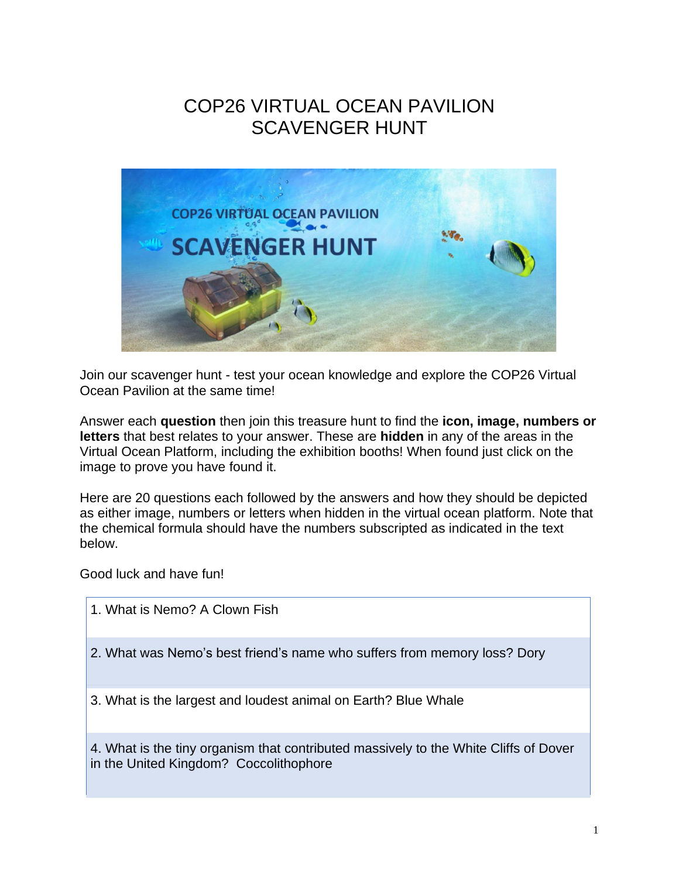# COP26 VIRTUAL OCEAN PAVILION SCAVENGER HUNT

Join our scavenger hunt - test your ocean knowledge and explore the COP26 Virtual Ocean Pavilion at the same time!

Answer each **question** then join this treasure hunt to find the **icon, image, numbers or letters** that best relates to your answer. These are **hidden** in any of the areas in the Virtual Ocean Platform, including the exhibition booths! When found just click on the image to prove you have found it.

Here are 20 questions each followed by the answers and how they should be depicted as either image, numbers or letters when hidden in the virtual ocean platform. Note that the chemical formula should have the numbers subscripted as indicated in the text below.

Good luck and have fun!

| |
|---|
| 1. What is Nemo? A Clown Fish |
| 2. What was Nemo's best friend's name who suffers from memory loss? Dory |
| 3. What is the largest and loudest animal on Earth? Blue Whale |
| 4. What is the tiny organism that contributed massively to the White Cliffs of Dover in the United Kingdom? Coccolithophore |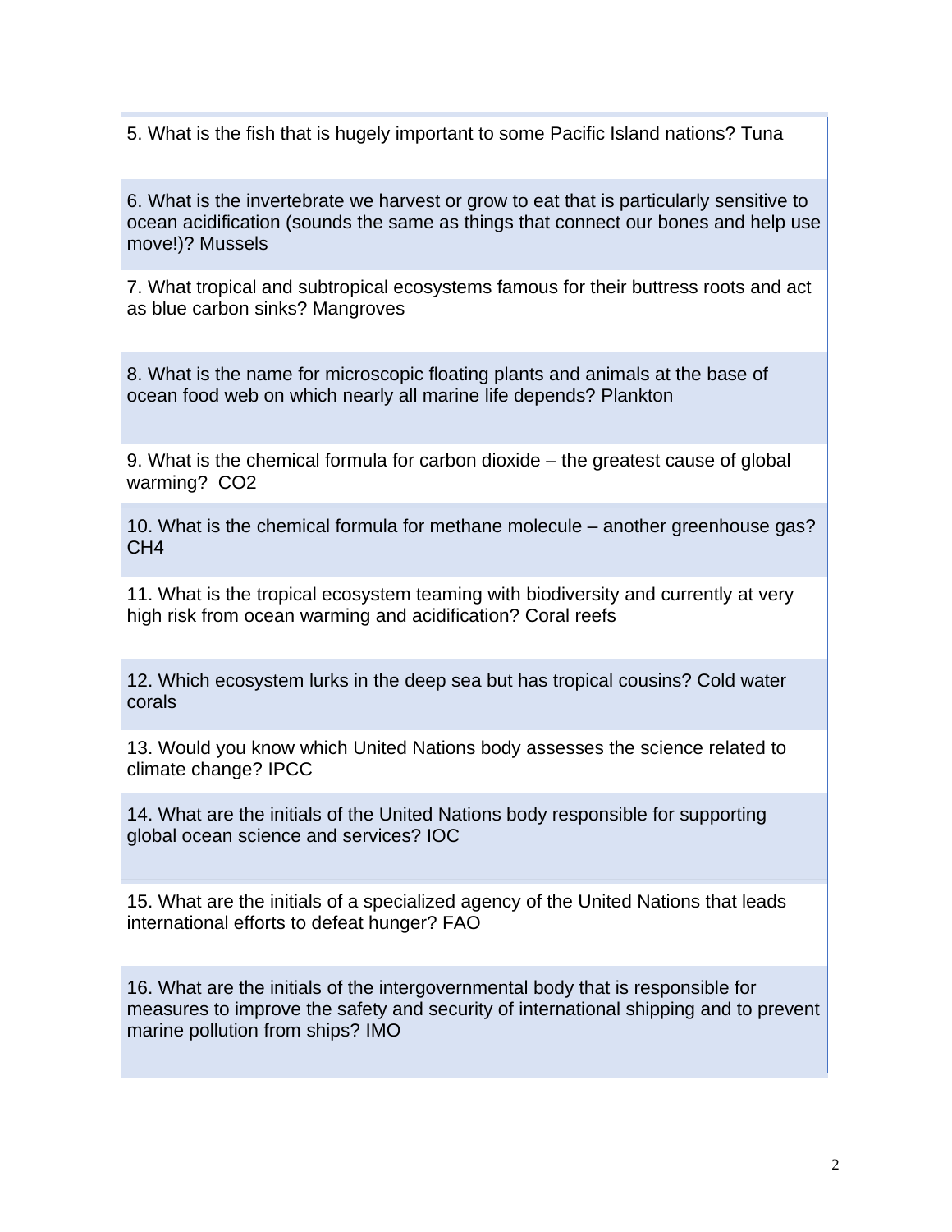5. What is the fish that is hugely important to some Pacific Island nations? Tuna

6. What is the invertebrate we harvest or grow to eat that is particularly sensitive to ocean acidification (sounds the same as things that connect our bones and help use move!)? Mussels

7. What tropical and subtropical ecosystems famous for their buttress roots and act as blue carbon sinks? Mangroves

8. What is the name for microscopic floating plants and animals at the base of ocean food web on which nearly all marine life depends? Plankton

9. What is the chemical formula for carbon dioxide – the greatest cause of global warming? $CO_2$

10. What is the chemical formula for methane molecule – another greenhouse gas? $CH_4$

11. What is the tropical ecosystem teaming with biodiversity and currently at very high risk from ocean warming and acidification? Coral reefs

12. Which ecosystem lurks in the deep sea but has tropical cousins? Cold water corals

13. Would you know which United Nations body assesses the science related to climate change? IPCC

14. What are the initials of the United Nations body responsible for supporting global ocean science and services? IOC

15. What are the initials of a specialized agency of the United Nations that leads international efforts to defeat hunger? FAO

16. What are the initials of the intergovernmental body that is responsible for measures to improve the safety and security of international shipping and to prevent marine pollution from ships? IMO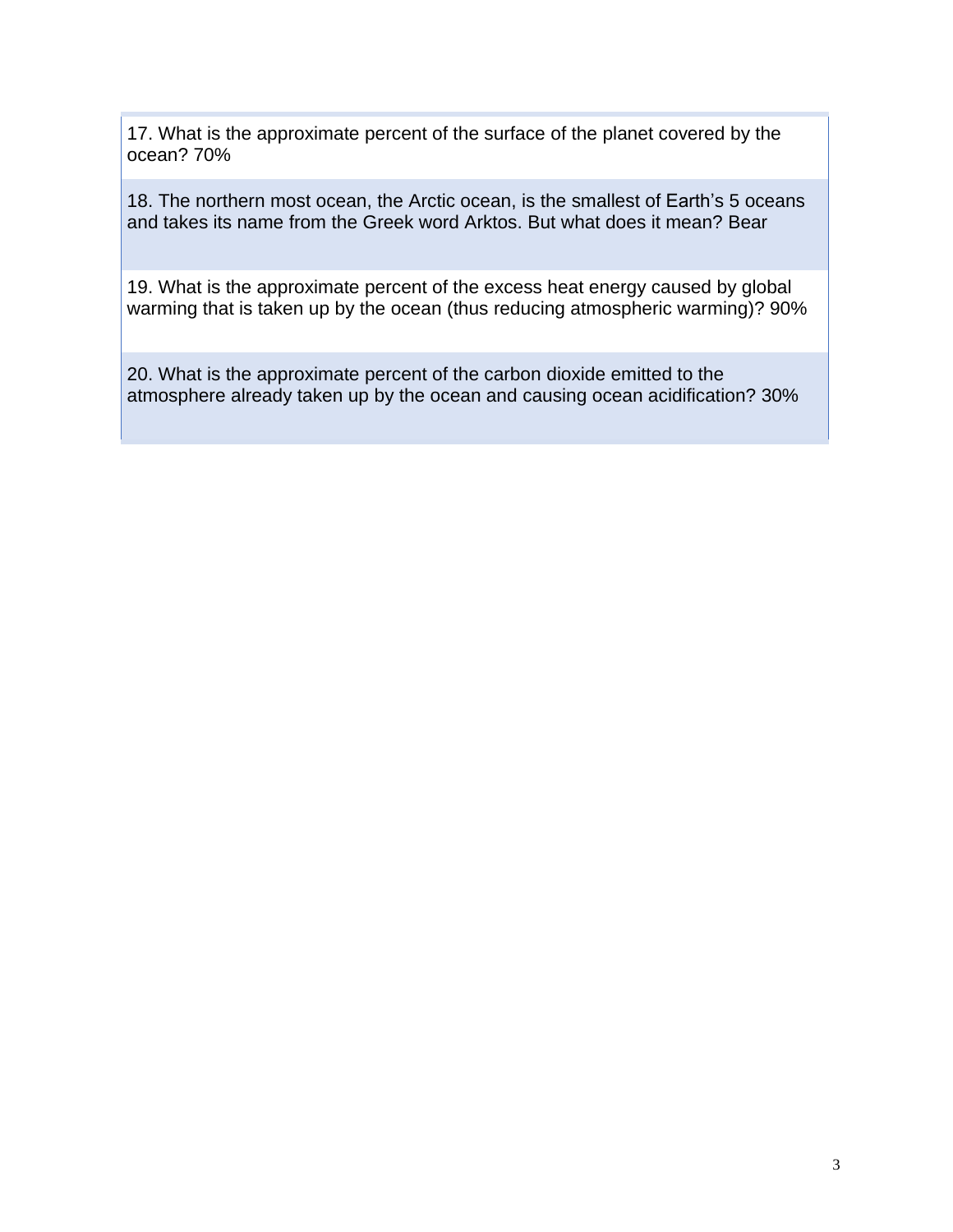17. What is the approximate percent of the surface of the planet covered by the ocean? 70%

18. The northern most ocean, the Arctic ocean, is the smallest of Earth's 5 oceans and takes its name from the Greek word Arktos. But what does it mean? Bear

19. What is the approximate percent of the excess heat energy caused by global warming that is taken up by the ocean (thus reducing atmospheric warming)? 90%

20. What is the approximate percent of the carbon dioxide emitted to the atmosphere already taken up by the ocean and causing ocean acidification? 30%